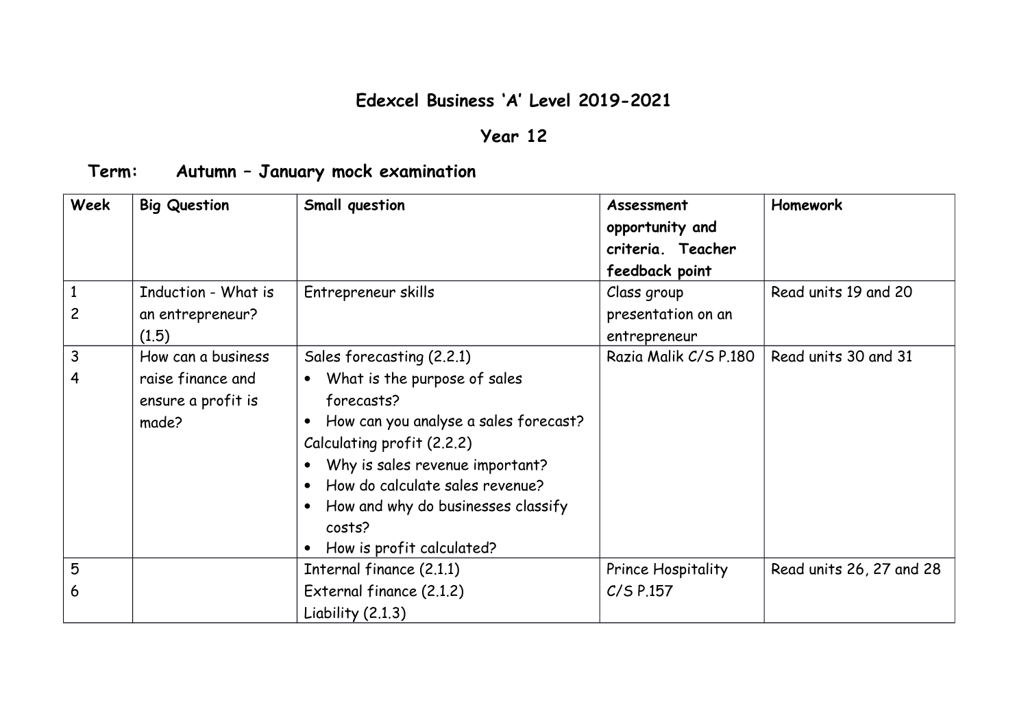# Edexcel Business 'A' Level 2019-2021

## Year 12

### Term: Autumn – January mock examination

| Week | Big Question | Small question | Assessment opportunity and criteria. Teacher feedback point | Homework |
| --- | --- | --- | --- | --- |
| 1<br>2 | Induction - What is an entrepreneur? (1.5) | Entrepreneur skills | Class group presentation on an entrepreneur | Read units 19 and 20 |
| 3<br>4 | How can a business raise finance and ensure a profit is made? | Sales forecasting (2.2.1)<br>• What is the purpose of sales forecasts?<br>• How can you analyse a sales forecast?<br>Calculating profit (2.2.2)<br>• Why is sales revenue important?<br>• How do calculate sales revenue?<br>• How and why do businesses classify costs?<br>• How is profit calculated? | Razia Malik C/S P.180 | Read units 30 and 31 |
| 5<br>6 | | Internal finance (2.1.1)<br>External finance (2.1.2)<br>Liability (2.1.3) | Prince Hospitality C/S P.157 | Read units 26, 27 and 28 |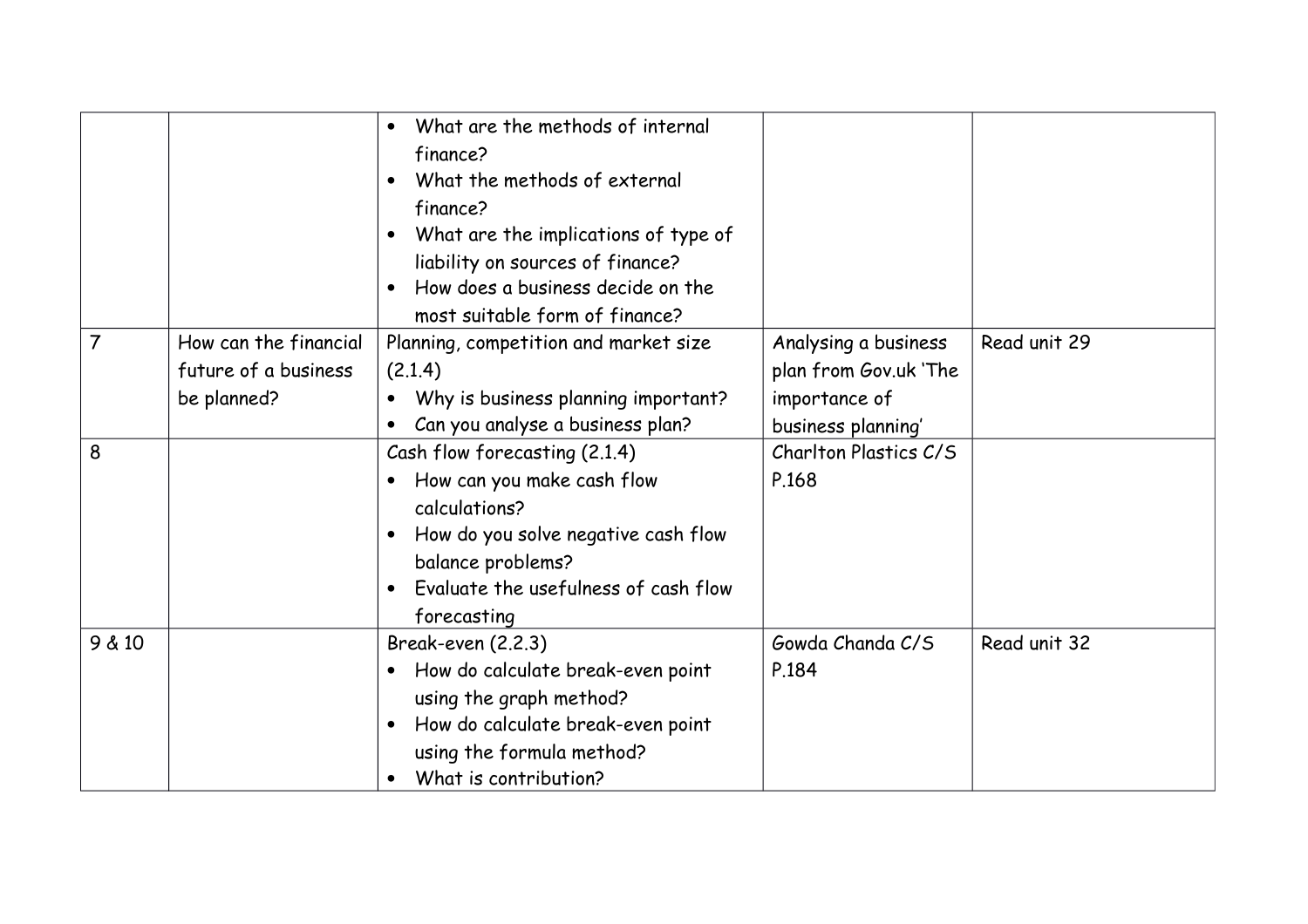| | | | | |
|---|---|---|---|---|
| | | • What are the methods of internal finance?<br>• What the methods of external finance?<br>• What are the implications of type of liability on sources of finance?<br>• How does a business decide on the most suitable form of finance? | | |
| 7 | How can the financial future of a business be planned? | Planning, competition and market size (2.1.4)<br>• Why is business planning important?<br>• Can you analyse a business plan? | Analysing a business plan from Gov.uk 'The importance of business planning' | Read unit 29 |
| 8 | | Cash flow forecasting (2.1.4)<br>• How can you make cash flow calculations?<br>• How do you solve negative cash flow balance problems?<br>• Evaluate the usefulness of cash flow forecasting | Charlton Plastics C/S P.168 | |
| 9 & 10 | | Break-even (2.2.3)<br>• How do calculate break-even point using the graph method?<br>• How do calculate break-even point using the formula method?<br>• What is contribution? | Gowda Chanda C/S P.184 | Read unit 32 |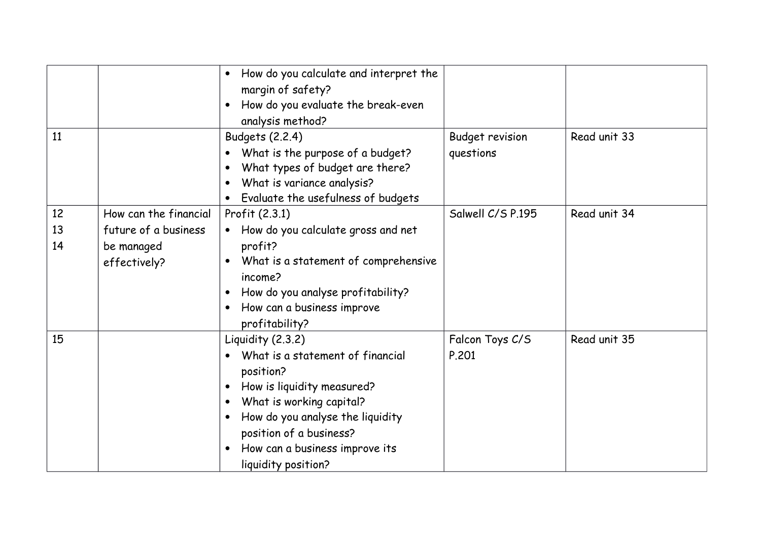|  |  |  |  |  |
|---|---|---|---|---|
|  |  | • How do you calculate and interpret the margin of safety?<br>• How do you evaluate the break-even analysis method? |  |  |
| 11 |  | Budgets (2.2.4)<br>• What is the purpose of a budget?<br>• What types of budget are there?<br>• What is variance analysis?<br>• Evaluate the usefulness of budgets | Budget revision questions | Read unit 33 |
| 12<br>13<br>14 | How can the financial future of a business be managed effectively? | Profit (2.3.1)<br>• How do you calculate gross and net profit?<br>• What is a statement of comprehensive income?<br>• How do you analyse profitability?<br>• How can a business improve profitability? | Salwell C/S P.195 | Read unit 34 |
| 15 |  | Liquidity (2.3.2)<br>• What is a statement of financial position?<br>• How is liquidity measured?<br>• What is working capital?<br>• How do you analyse the liquidity position of a business?<br>• How can a business improve its liquidity position? | Falcon Toys C/S P.201 | Read unit 35 |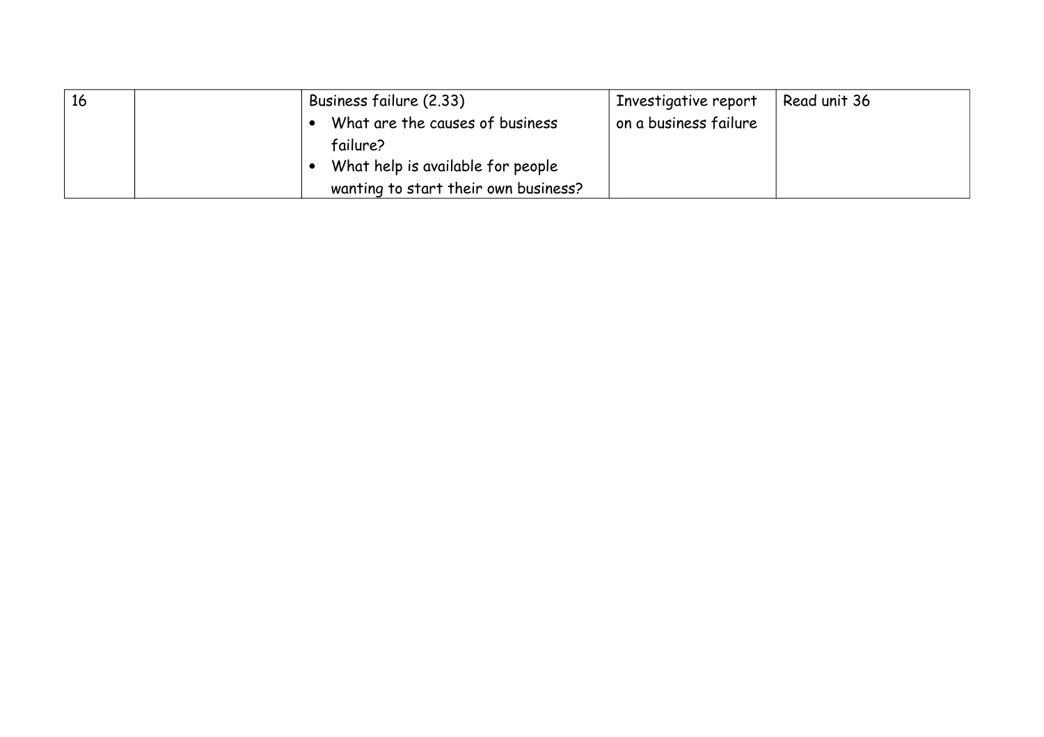| | | | | |
|---|---|---|---|---|
| 16 | | Business failure (2.33)<br>• What are the causes of business failure?<br>• What help is available for people wanting to start their own business? | Investigative report on a business failure | Read unit 36 |